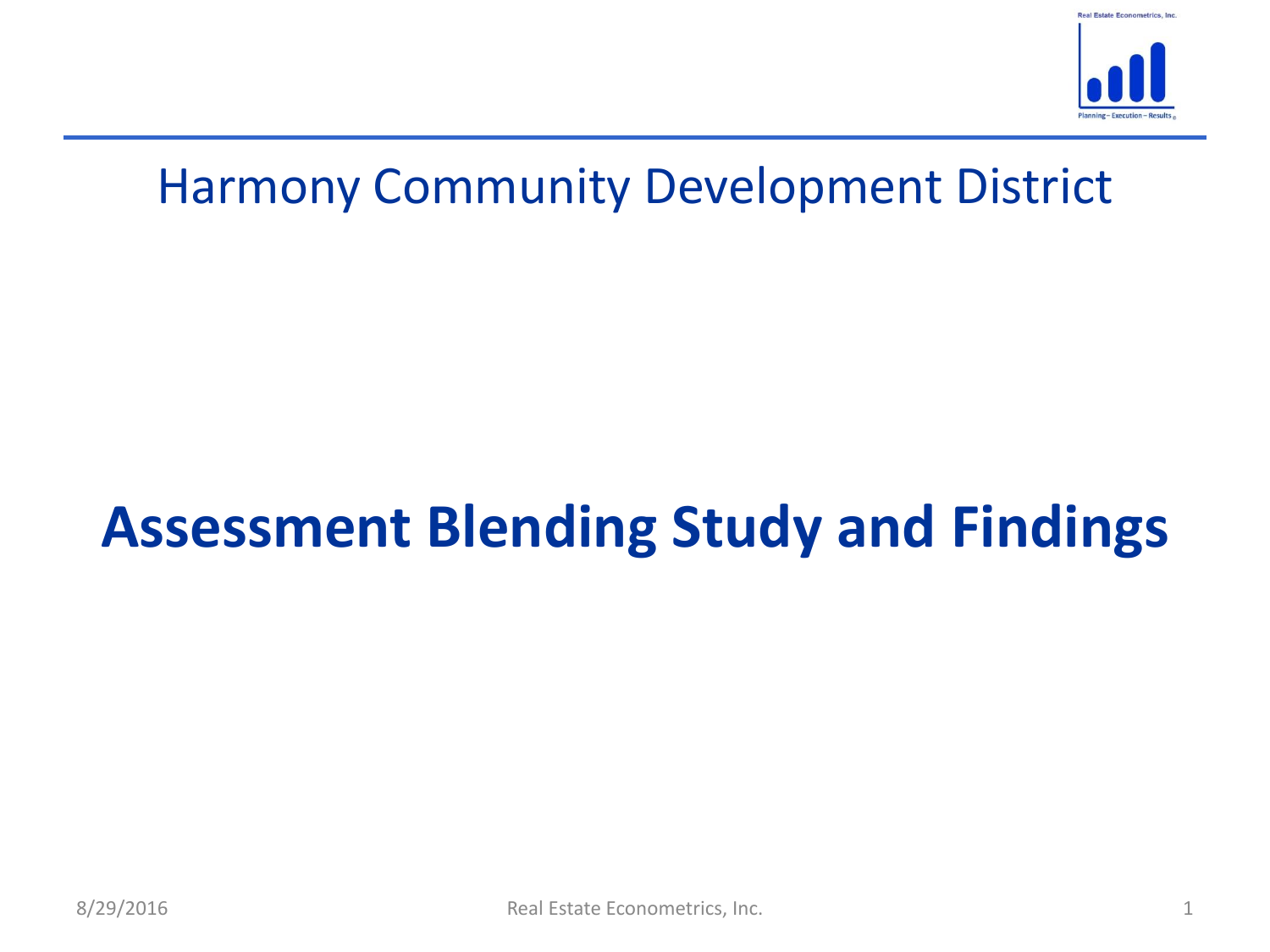# Harmony Community Development District

## Assessment Blending Study and Findings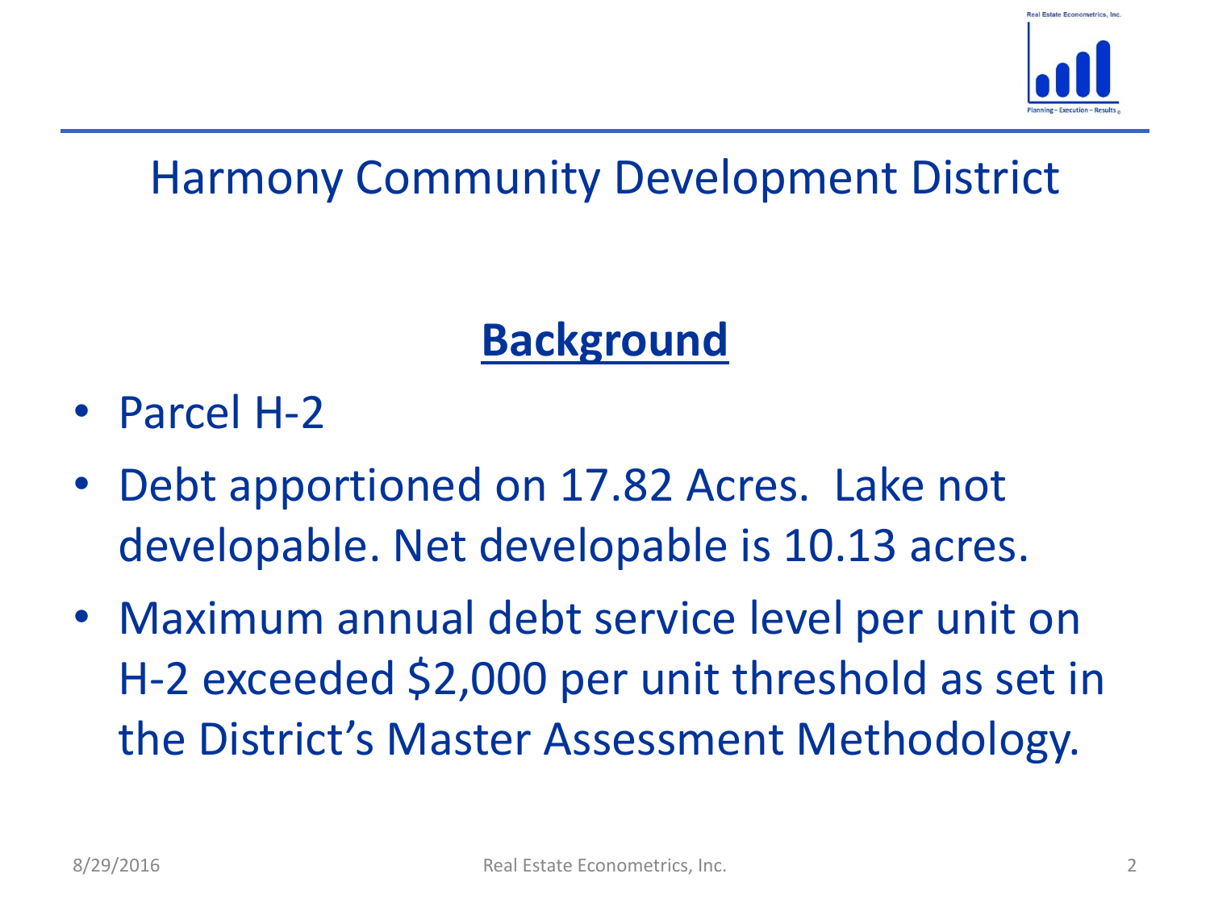# Harmony Community Development District

## Background

- Parcel H-2
- Debt apportioned on 17.82 Acres. Lake not developable. Net developable is 10.13 acres.
- Maximum annual debt service level per unit on H-2 exceeded $2,000 per unit threshold as set in the District's Master Assessment Methodology.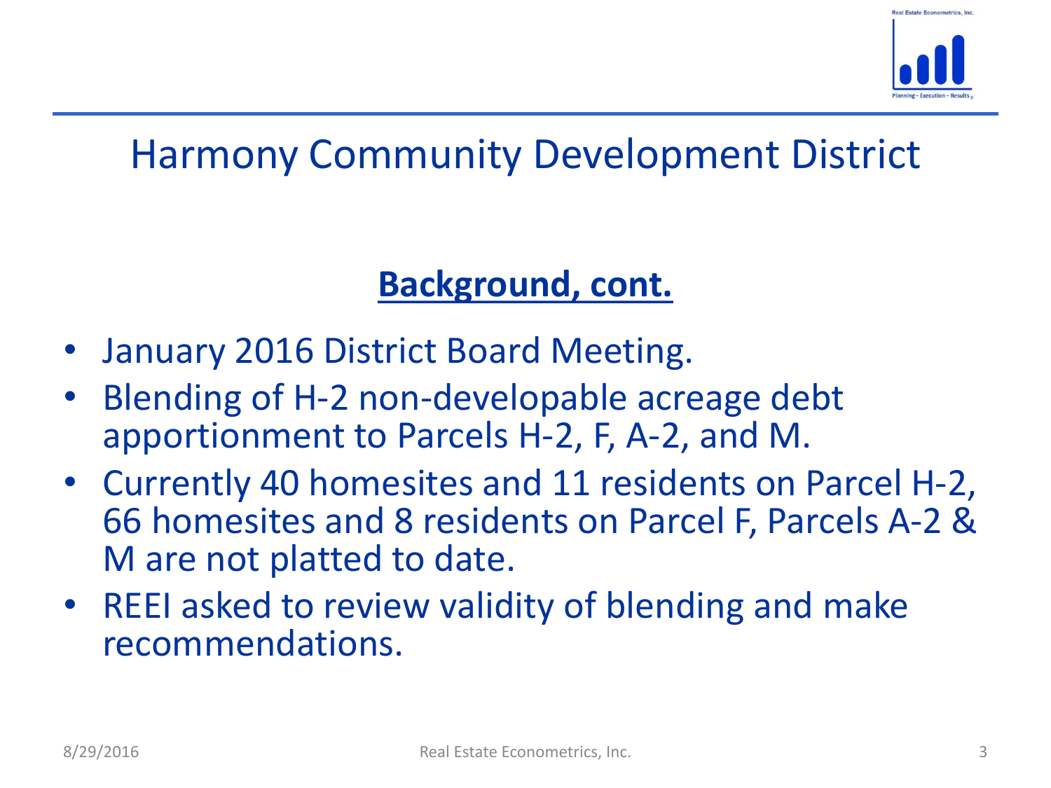# Harmony Community Development District

## Background, cont.

- January 2016 District Board Meeting.
- Blending of H-2 non-developable acreage debt apportionment to Parcels H-2, F, A-2, and M.
- Currently 40 homesites and 11 residents on Parcel H-2, 66 homesites and 8 residents on Parcel F, Parcels A-2 & M are not platted to date.
- REEI asked to review validity of blending and make recommendations.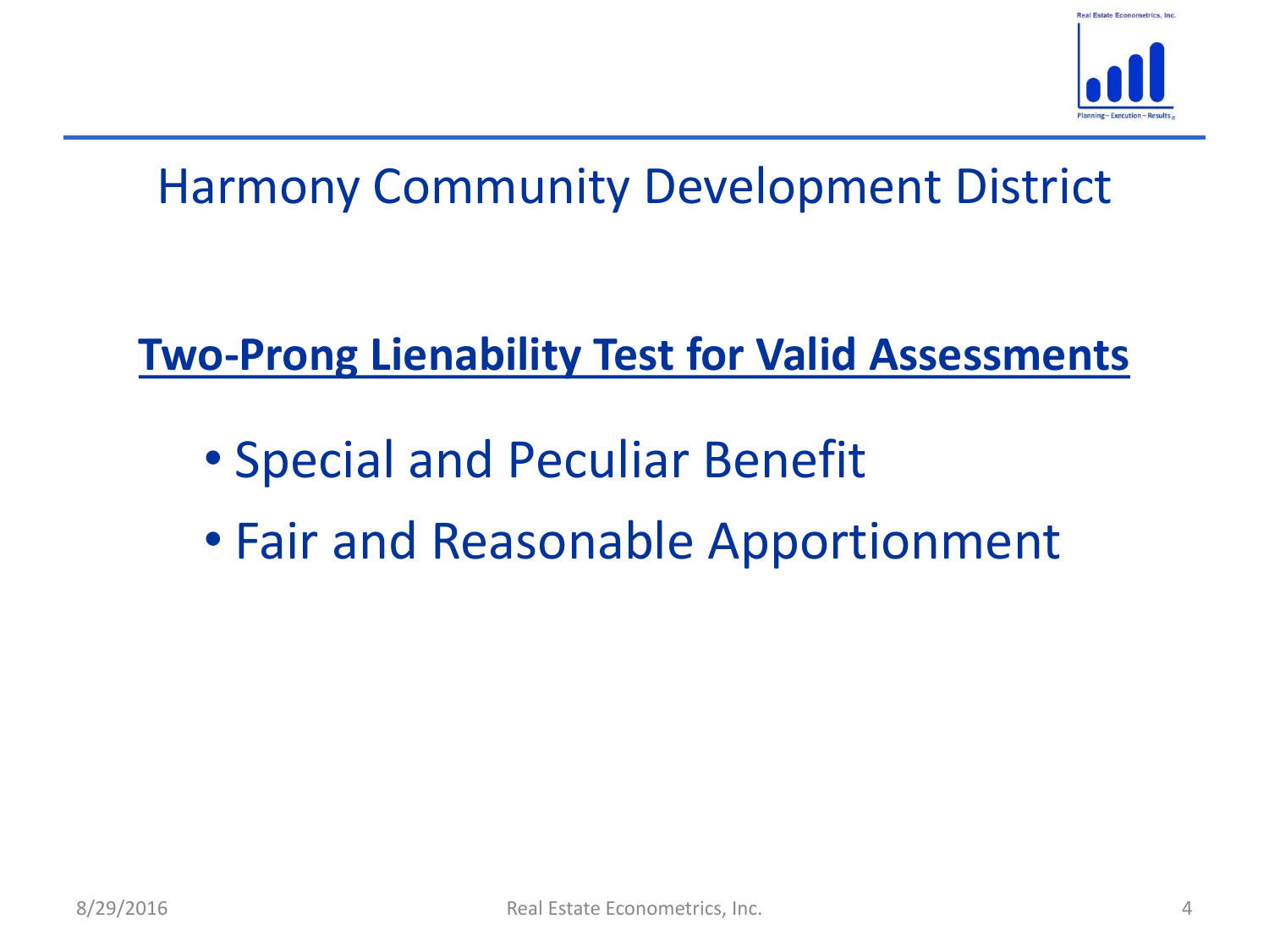# Harmony Community Development District

## Two-Prong Lienability Test for Valid Assessments

- Special and Peculiar Benefit
- Fair and Reasonable Apportionment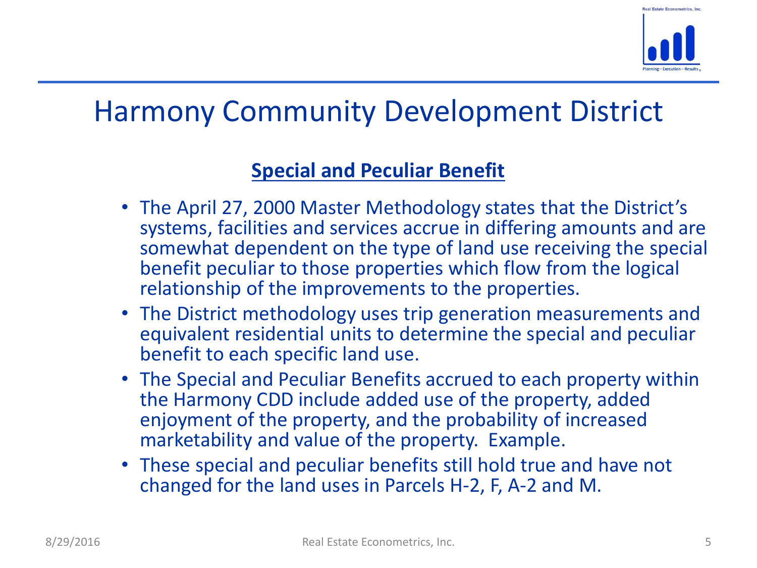# Harmony Community Development District

## Special and Peculiar Benefit

- The April 27, 2000 Master Methodology states that the District's systems, facilities and services accrue in differing amounts and are somewhat dependent on the type of land use receiving the special benefit peculiar to those properties which flow from the logical relationship of the improvements to the properties.
- The District methodology uses trip generation measurements and equivalent residential units to determine the special and peculiar benefit to each specific land use.
- The Special and Peculiar Benefits accrued to each property within the Harmony CDD include added use of the property, added enjoyment of the property, and the probability of increased marketability and value of the property. Example.
- These special and peculiar benefits still hold true and have not changed for the land uses in Parcels H-2, F, A-2 and M.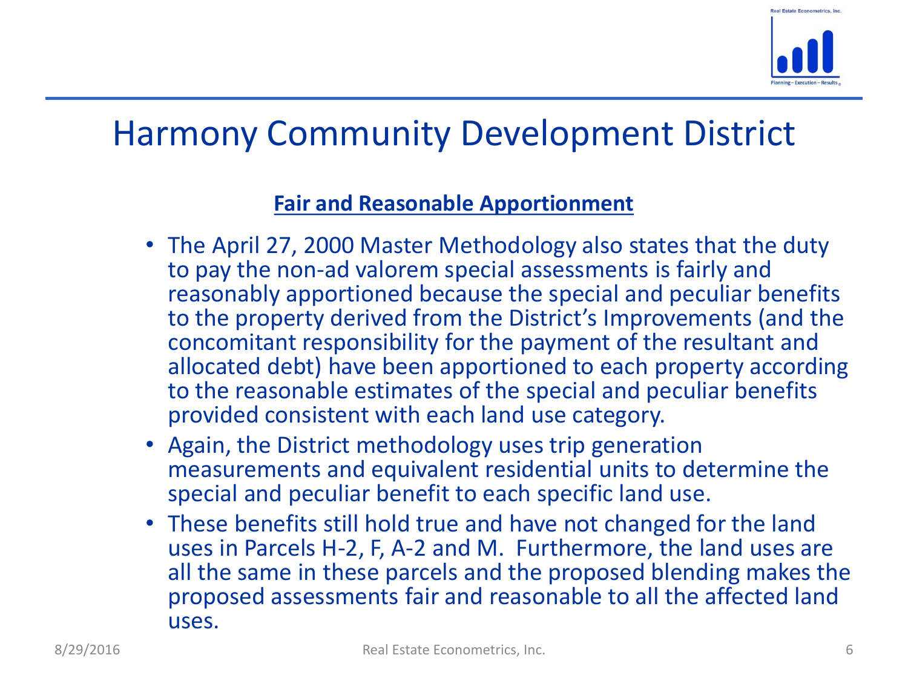# Harmony Community Development District

**Fair and Reasonable Apportionment**

- The April 27, 2000 Master Methodology also states that the duty to pay the non-ad valorem special assessments is fairly and reasonably apportioned because the special and peculiar benefits to the property derived from the District's Improvements (and the concomitant responsibility for the payment of the resultant and allocated debt) have been apportioned to each property according to the reasonable estimates of the special and peculiar benefits provided consistent with each land use category.
- Again, the District methodology uses trip generation measurements and equivalent residential units to determine the special and peculiar benefit to each specific land use.
- These benefits still hold true and have not changed for the land uses in Parcels H-2, F, A-2 and M. Furthermore, the land uses are all the same in these parcels and the proposed blending makes the proposed assessments fair and reasonable to all the affected land uses.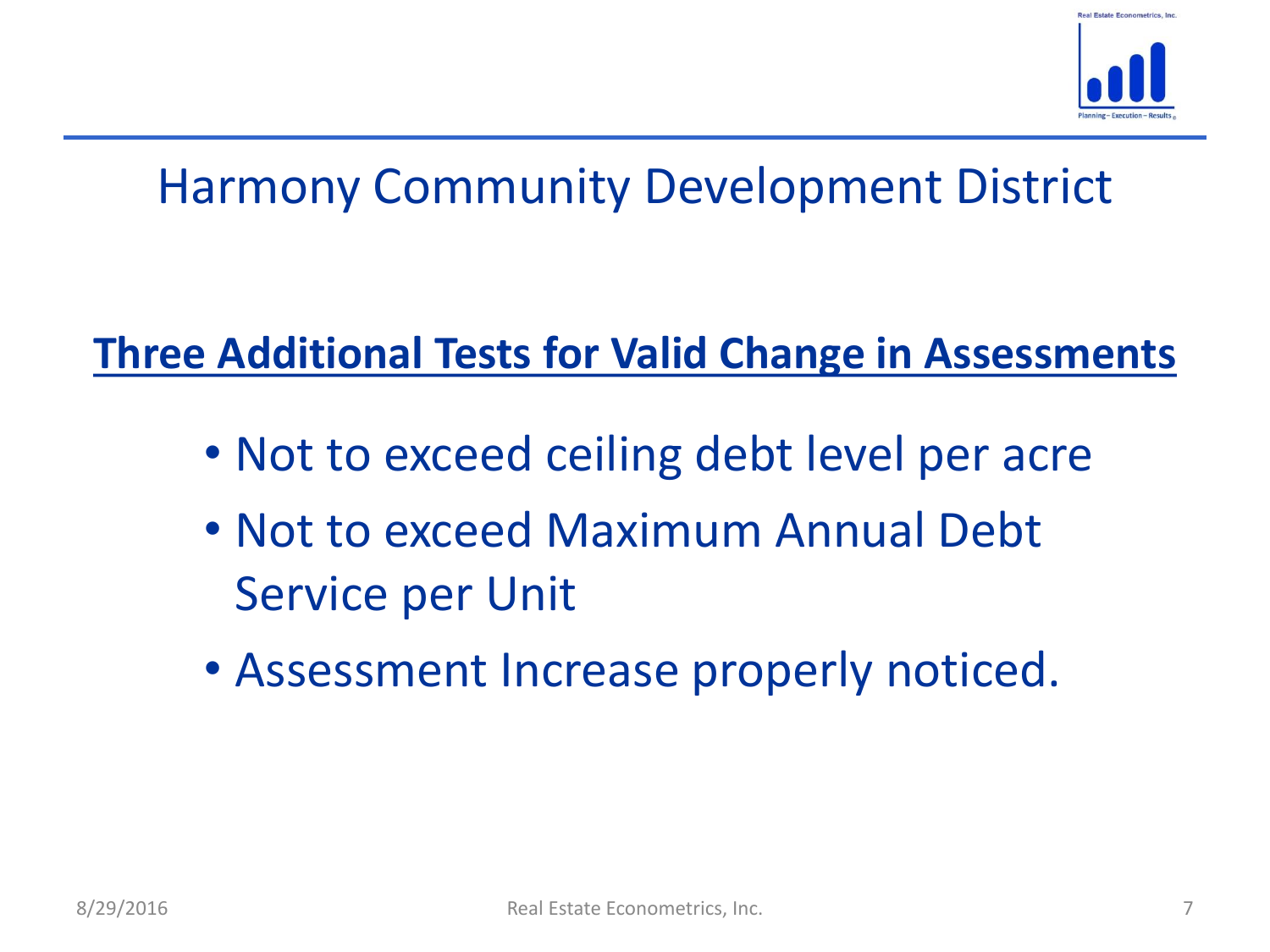# Harmony Community Development District

**<u>Three Additional Tests for Valid Change in Assessments</u>**

- Not to exceed ceiling debt level per acre
- Not to exceed Maximum Annual Debt Service per Unit
- Assessment Increase properly noticed.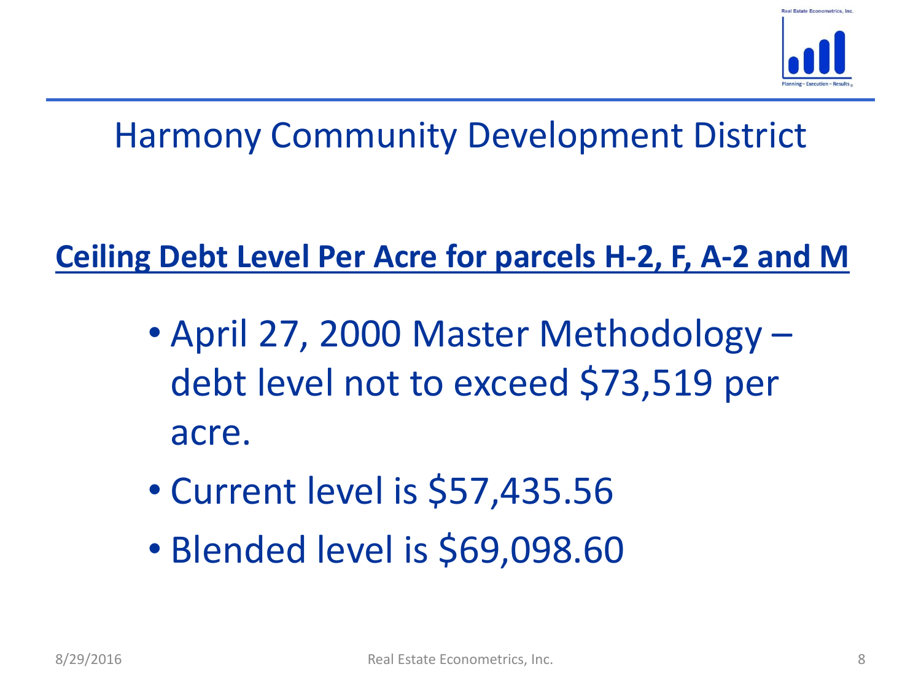# Harmony Community Development District

## Ceiling Debt Level Per Acre for parcels H-2, F, A-2 and M

- April 27, 2000 Master Methodology – debt level not to exceed $73,519 per acre.
- Current level is $57,435.56
- Blended level is $69,098.60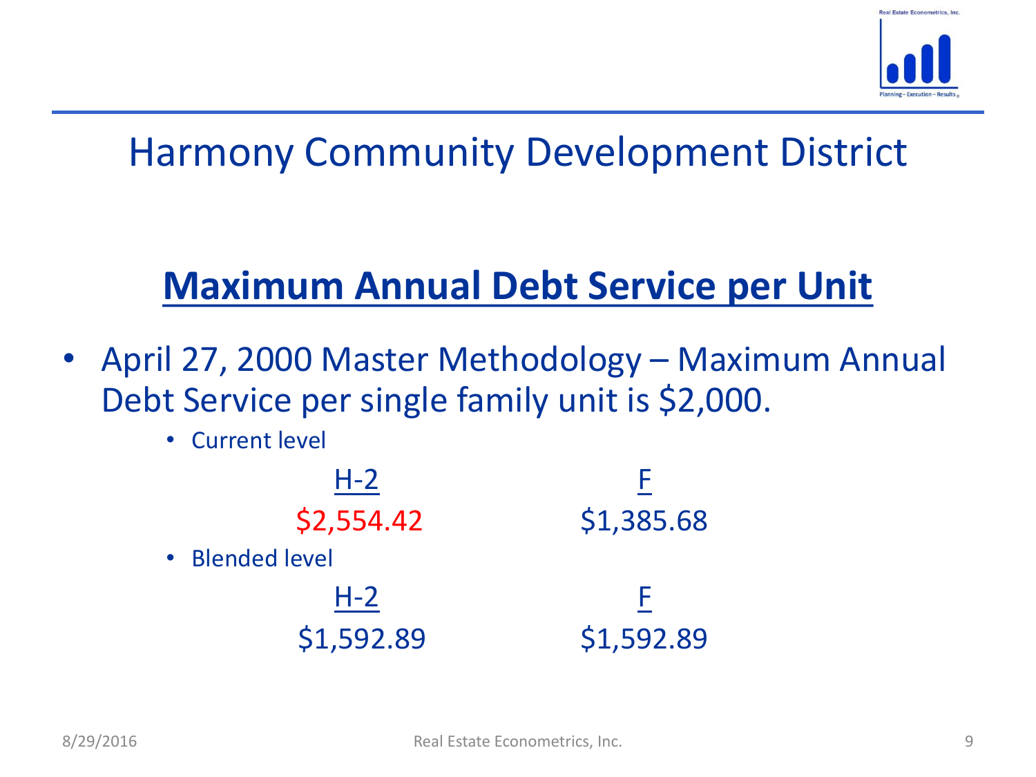# Harmony Community Development District

## Maximum Annual Debt Service per Unit

- April 27, 2000 Master Methodology – Maximum Annual Debt Service per single family unit is $2,000.
  - Current level

| H-2 | F |
|---|---|
| $2,554.42 | $1,385.68 |

  - Blended level

| H-2 | F |
|---|---|
| $1,592.89 | $1,592.89 |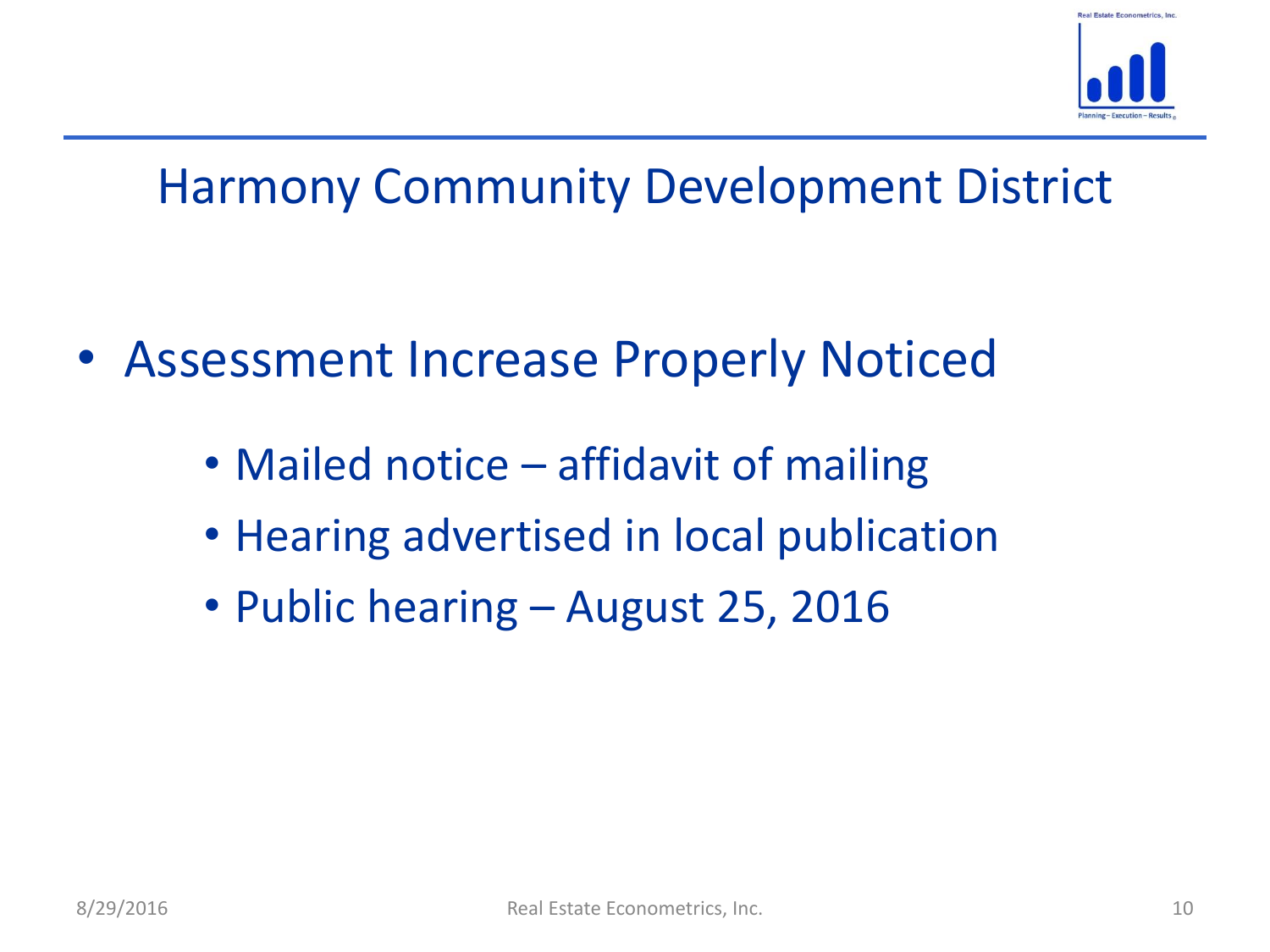# Harmony Community Development District

- Assessment Increase Properly Noticed
  - Mailed notice – affidavit of mailing
  - Hearing advertised in local publication
  - Public hearing – August 25, 2016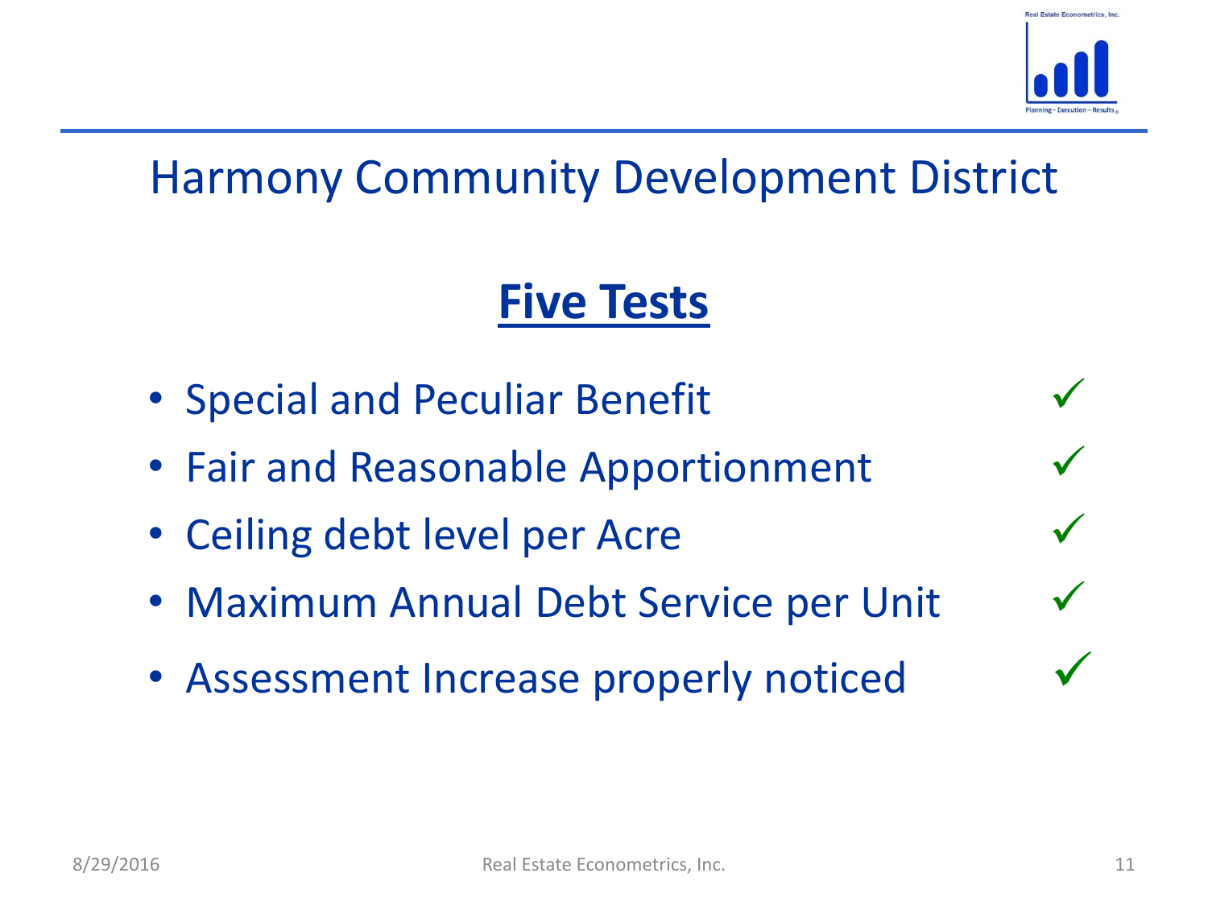# Harmony Community Development District

## Five Tests

- Special and Peculiar Benefit ✓
- Fair and Reasonable Apportionment ✓
- Ceiling debt level per Acre ✓
- Maximum Annual Debt Service per Unit ✓
- Assessment Increase properly noticed ✓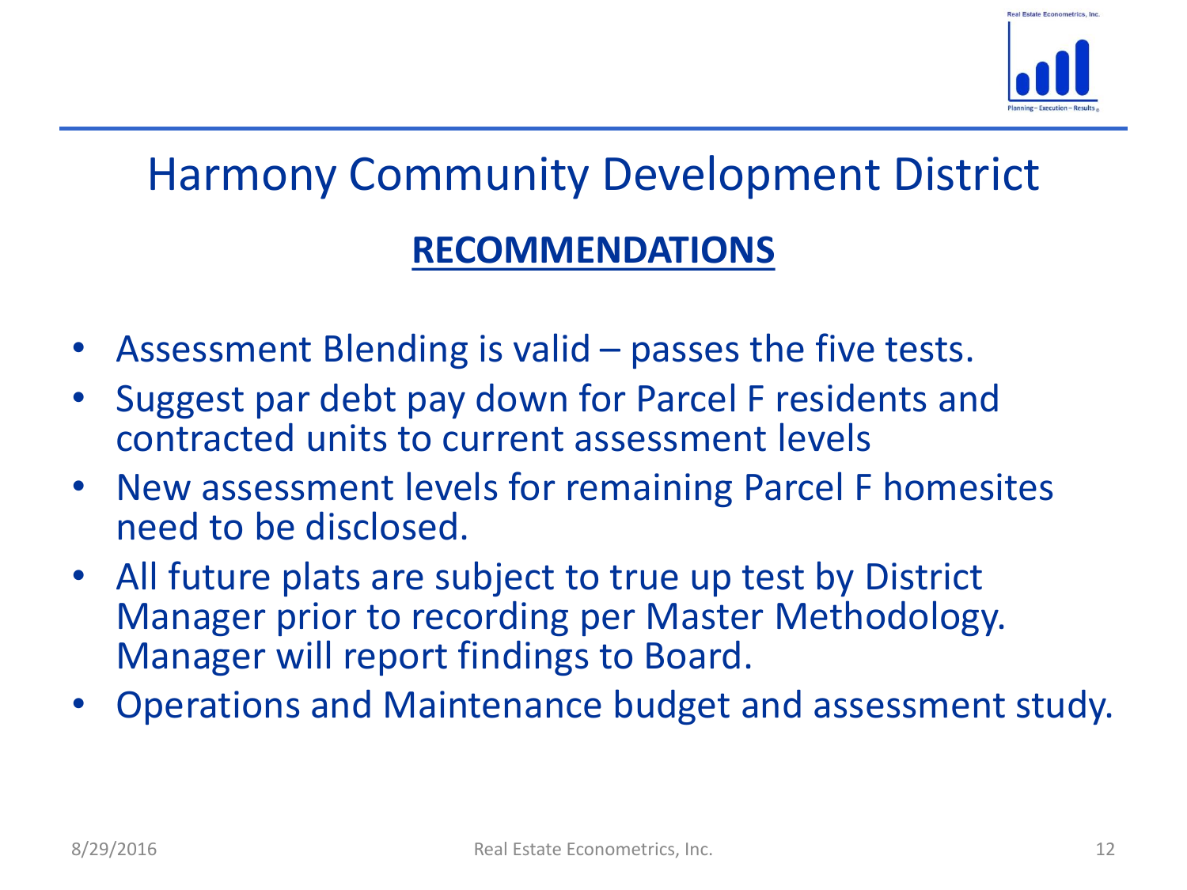# Harmony Community Development District

## RECOMMENDATIONS

- Assessment Blending is valid – passes the five tests.
- Suggest par debt pay down for Parcel F residents and contracted units to current assessment levels
- New assessment levels for remaining Parcel F homesites need to be disclosed.
- All future plats are subject to true up test by District Manager prior to recording per Master Methodology. Manager will report findings to Board.
- Operations and Maintenance budget and assessment study.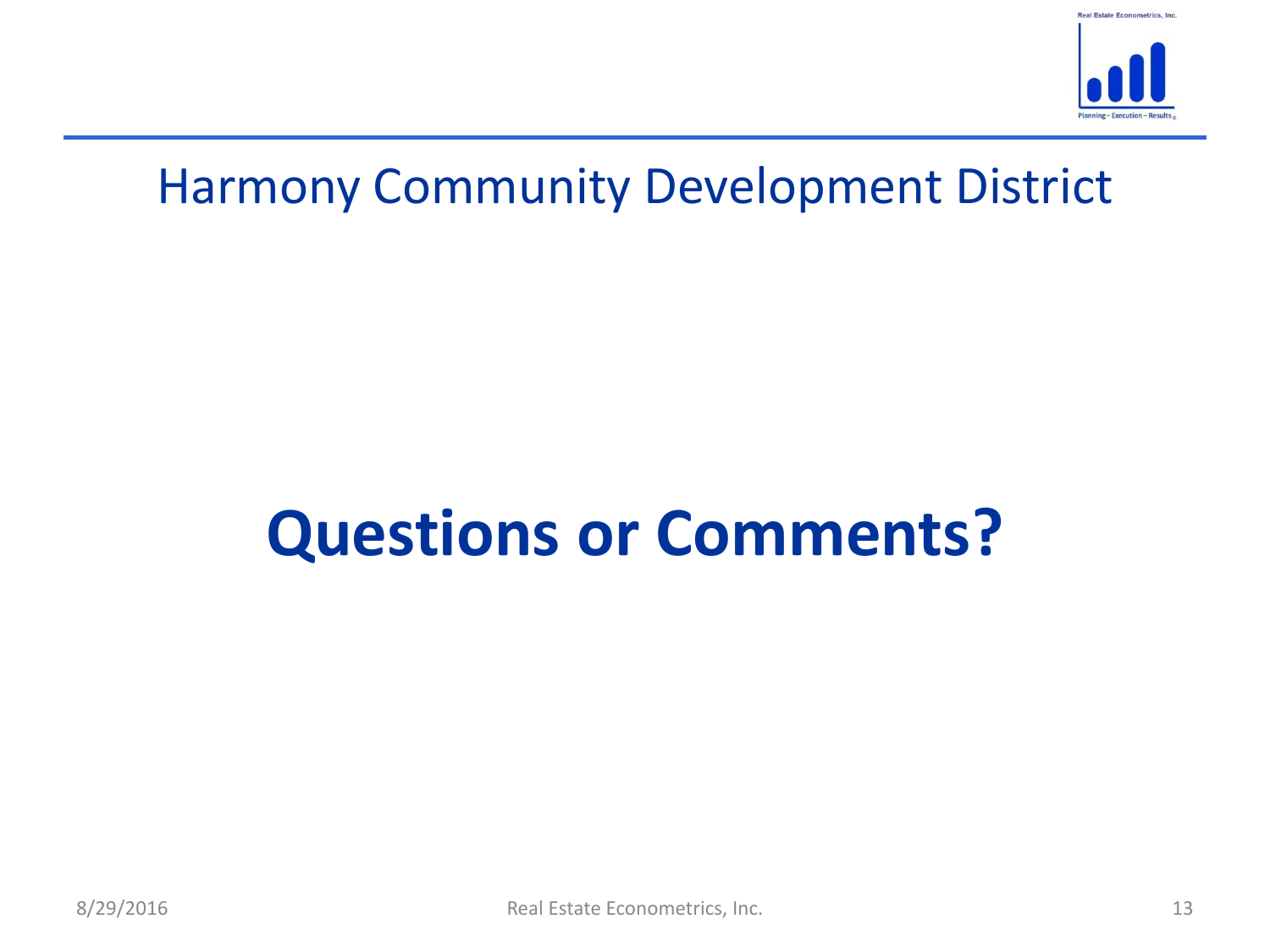# Harmony Community Development District

## **Questions or Comments?**